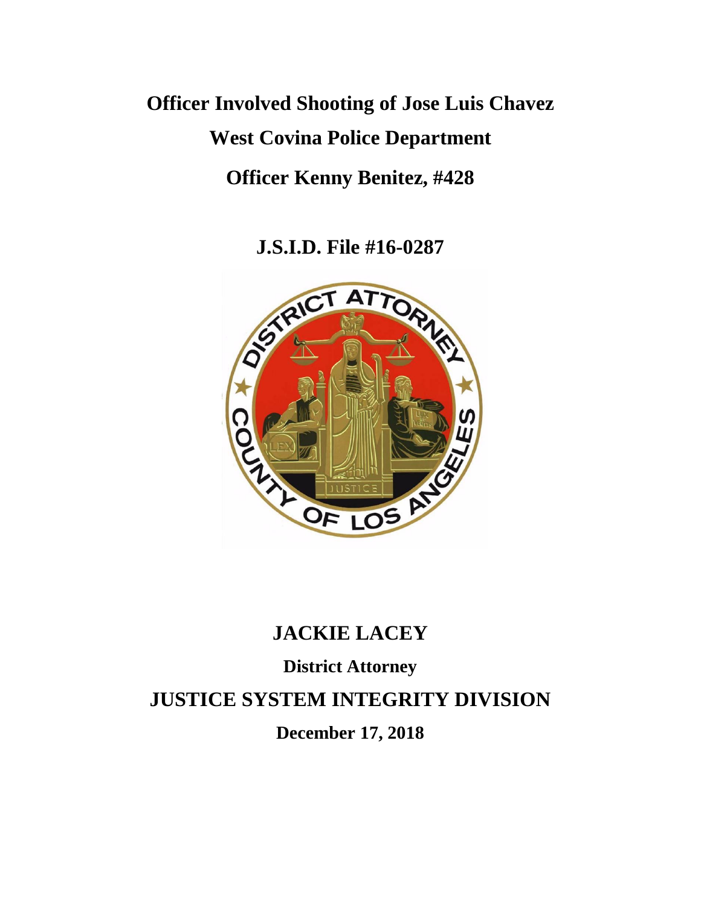# Officer Involved Shooting of Jose Luis Chavez

## West Covina Police Department

## Officer Kenny Benitez, #428

## J.S.I.D. File #16-0287

## JACKIE LACEY

**District Attorney**

## JUSTICE SYSTEM INTEGRITY DIVISION

**December 17, 2018**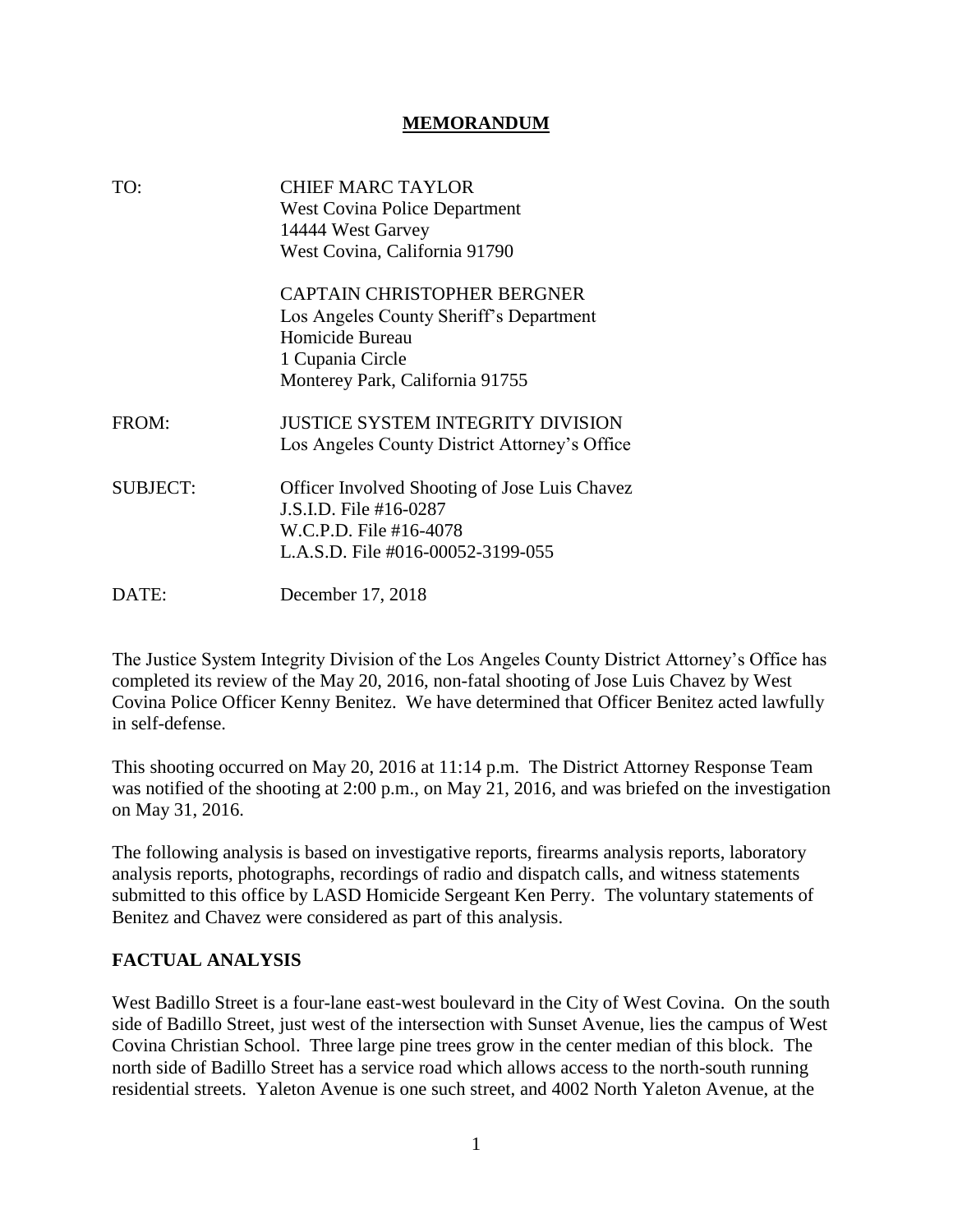# MEMORANDUM

| | |
|---|---|
| TO: | CHIEF MARC TAYLOR<br>West Covina Police Department<br>14444 West Garvey<br>West Covina, California 91790 |
| | CAPTAIN CHRISTOPHER BERGNER<br>Los Angeles County Sheriff's Department<br>Homicide Bureau<br>1 Cupania Circle<br>Monterey Park, California 91755 |
| FROM: | JUSTICE SYSTEM INTEGRITY DIVISION<br>Los Angeles County District Attorney's Office |
| SUBJECT: | Officer Involved Shooting of Jose Luis Chavez<br>J.S.I.D. File #16-0287<br>W.C.P.D. File #16-4078<br>L.A.S.D. File #016-00052-3199-055 |
| DATE: | December 17, 2018 |

The Justice System Integrity Division of the Los Angeles County District Attorney's Office has completed its review of the May 20, 2016, non-fatal shooting of Jose Luis Chavez by West Covina Police Officer Kenny Benitez. We have determined that Officer Benitez acted lawfully in self-defense.

This shooting occurred on May 20, 2016 at 11:14 p.m. The District Attorney Response Team was notified of the shooting at 2:00 p.m., on May 21, 2016, and was briefed on the investigation on May 31, 2016.

The following analysis is based on investigative reports, firearms analysis reports, laboratory analysis reports, photographs, recordings of radio and dispatch calls, and witness statements submitted to this office by LASD Homicide Sergeant Ken Perry. The voluntary statements of Benitez and Chavez were considered as part of this analysis.

## FACTUAL ANALYSIS

West Badillo Street is a four-lane east-west boulevard in the City of West Covina. On the south side of Badillo Street, just west of the intersection with Sunset Avenue, lies the campus of West Covina Christian School. Three large pine trees grow in the center median of this block. The north side of Badillo Street has a service road which allows access to the north-south running residential streets. Yaleton Avenue is one such street, and 4002 North Yaleton Avenue, at the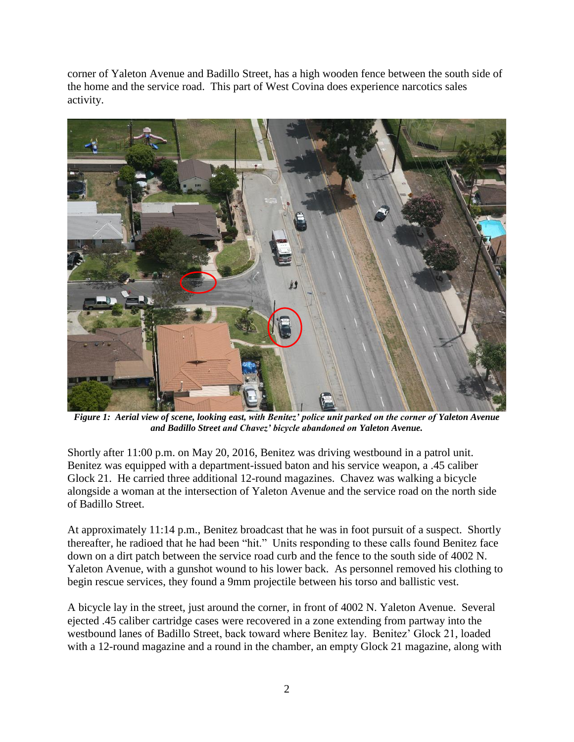corner of Yaleton Avenue and Badillo Street, has a high wooden fence between the south side of the home and the service road. This part of West Covina does experience narcotics sales activity.

***Figure 1: Aerial view of scene, looking east, with Benitez' police unit parked on the corner of Yaleton Avenue and Badillo Street and Chavez' bicycle abandoned on Yaleton Avenue.***

Shortly after 11:00 p.m. on May 20, 2016, Benitez was driving westbound in a patrol unit. Benitez was equipped with a department-issued baton and his service weapon, a .45 caliber Glock 21. He carried three additional 12-round magazines. Chavez was walking a bicycle alongside a woman at the intersection of Yaleton Avenue and the service road on the north side of Badillo Street.

At approximately 11:14 p.m., Benitez broadcast that he was in foot pursuit of a suspect. Shortly thereafter, he radioed that he had been "hit." Units responding to these calls found Benitez face down on a dirt patch between the service road curb and the fence to the south side of 4002 N. Yaleton Avenue, with a gunshot wound to his lower back. As personnel removed his clothing to begin rescue services, they found a 9mm projectile between his torso and ballistic vest.

A bicycle lay in the street, just around the corner, in front of 4002 N. Yaleton Avenue. Several ejected .45 caliber cartridge cases were recovered in a zone extending from partway into the westbound lanes of Badillo Street, back toward where Benitez lay. Benitez' Glock 21, loaded with a 12-round magazine and a round in the chamber, an empty Glock 21 magazine, along with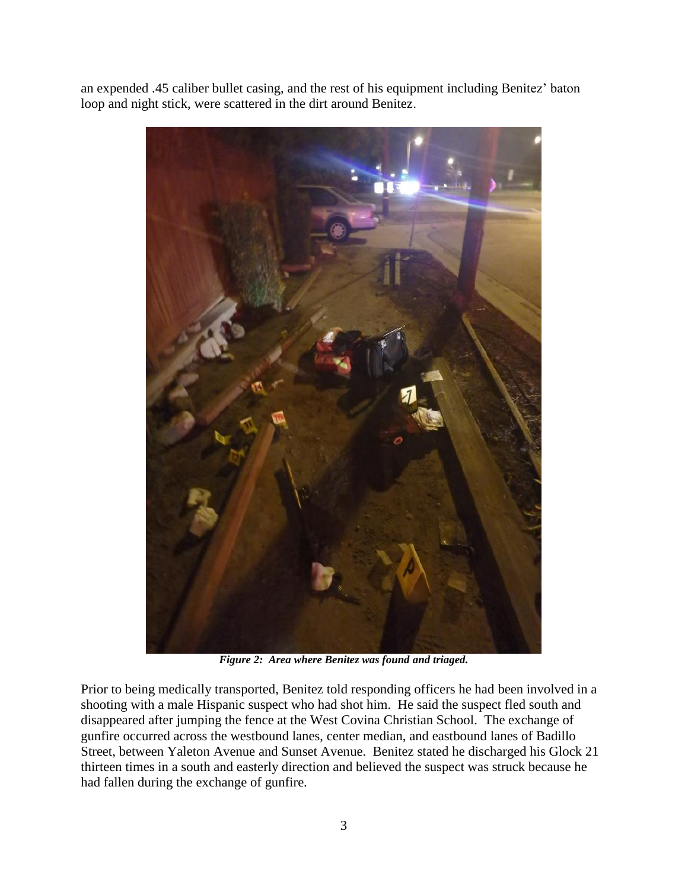an expended .45 caliber bullet casing, and the rest of his equipment including Benitez' baton loop and night stick, were scattered in the dirt around Benitez.

***Figure 2: Area where Benitez was found and triaged.***

Prior to being medically transported, Benitez told responding officers he had been involved in a shooting with a male Hispanic suspect who had shot him. He said the suspect fled south and disappeared after jumping the fence at the West Covina Christian School. The exchange of gunfire occurred across the westbound lanes, center median, and eastbound lanes of Badillo Street, between Yaleton Avenue and Sunset Avenue. Benitez stated he discharged his Glock 21 thirteen times in a south and easterly direction and believed the suspect was struck because he had fallen during the exchange of gunfire.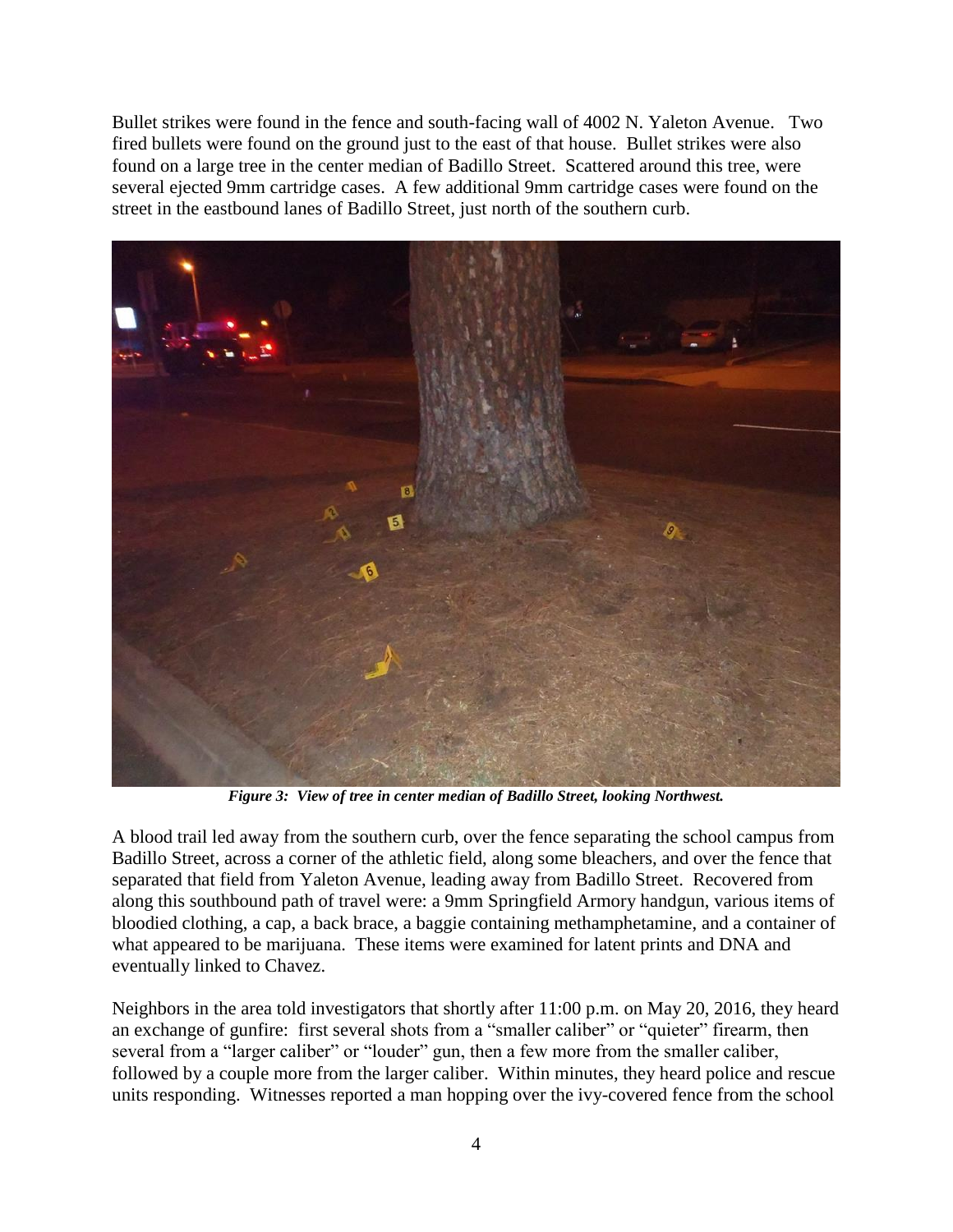Bullet strikes were found in the fence and south-facing wall of 4002 N. Yaleton Avenue. Two fired bullets were found on the ground just to the east of that house. Bullet strikes were also found on a large tree in the center median of Badillo Street. Scattered around this tree, were several ejected 9mm cartridge cases. A few additional 9mm cartridge cases were found on the street in the eastbound lanes of Badillo Street, just north of the southern curb.

***Figure 3: View of tree in center median of Badillo Street, looking Northwest.***

A blood trail led away from the southern curb, over the fence separating the school campus from Badillo Street, across a corner of the athletic field, along some bleachers, and over the fence that separated that field from Yaleton Avenue, leading away from Badillo Street. Recovered from along this southbound path of travel were: a 9mm Springfield Armory handgun, various items of bloodied clothing, a cap, a back brace, a baggie containing methamphetamine, and a container of what appeared to be marijuana. These items were examined for latent prints and DNA and eventually linked to Chavez.

Neighbors in the area told investigators that shortly after 11:00 p.m. on May 20, 2016, they heard an exchange of gunfire: first several shots from a "smaller caliber" or "quieter" firearm, then several from a "larger caliber" or "louder" gun, then a few more from the smaller caliber, followed by a couple more from the larger caliber. Within minutes, they heard police and rescue units responding. Witnesses reported a man hopping over the ivy-covered fence from the school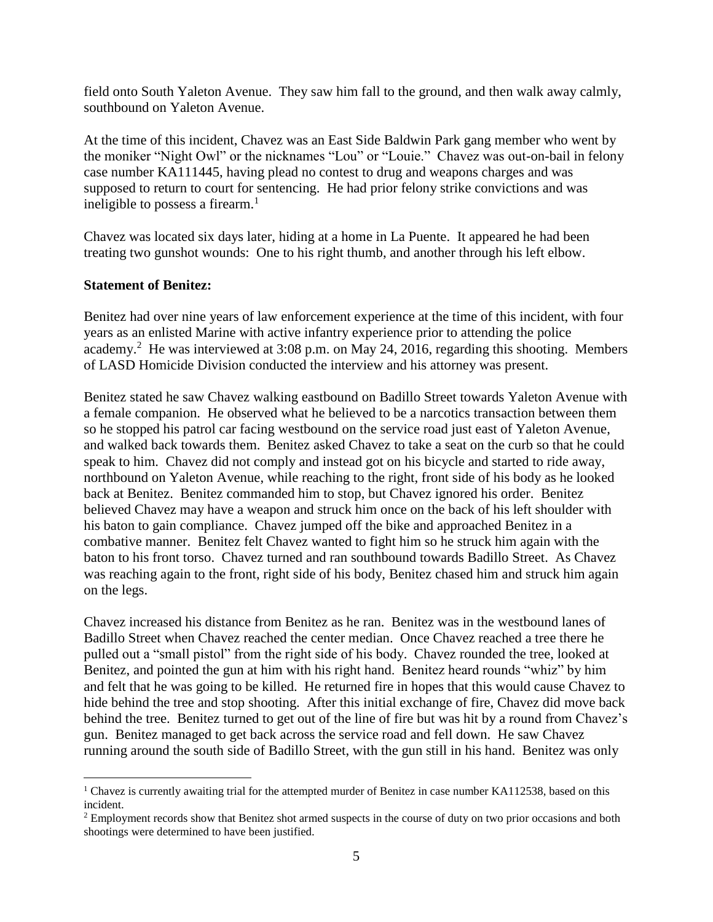field onto South Yaleton Avenue. They saw him fall to the ground, and then walk away calmly, southbound on Yaleton Avenue.

At the time of this incident, Chavez was an East Side Baldwin Park gang member who went by the moniker "Night Owl" or the nicknames "Lou" or "Louie." Chavez was out-on-bail in felony case number KA111445, having plead no contest to drug and weapons charges and was supposed to return to court for sentencing. He had prior felony strike convictions and was ineligible to possess a firearm.[1]

Chavez was located six days later, hiding at a home in La Puente. It appeared he had been treating two gunshot wounds: One to his right thumb, and another through his left elbow.

**Statement of Benitez:**

Benitez had over nine years of law enforcement experience at the time of this incident, with four years as an enlisted Marine with active infantry experience prior to attending the police academy.[2] He was interviewed at 3:08 p.m. on May 24, 2016, regarding this shooting. Members of LASD Homicide Division conducted the interview and his attorney was present.

Benitez stated he saw Chavez walking eastbound on Badillo Street towards Yaleton Avenue with a female companion. He observed what he believed to be a narcotics transaction between them so he stopped his patrol car facing westbound on the service road just east of Yaleton Avenue, and walked back towards them. Benitez asked Chavez to take a seat on the curb so that he could speak to him. Chavez did not comply and instead got on his bicycle and started to ride away, northbound on Yaleton Avenue, while reaching to the right, front side of his body as he looked back at Benitez. Benitez commanded him to stop, but Chavez ignored his order. Benitez believed Chavez may have a weapon and struck him once on the back of his left shoulder with his baton to gain compliance. Chavez jumped off the bike and approached Benitez in a combative manner. Benitez felt Chavez wanted to fight him so he struck him again with the baton to his front torso. Chavez turned and ran southbound towards Badillo Street. As Chavez was reaching again to the front, right side of his body, Benitez chased him and struck him again on the legs.

Chavez increased his distance from Benitez as he ran. Benitez was in the westbound lanes of Badillo Street when Chavez reached the center median. Once Chavez reached a tree there he pulled out a "small pistol" from the right side of his body. Chavez rounded the tree, looked at Benitez, and pointed the gun at him with his right hand. Benitez heard rounds "whiz" by him and felt that he was going to be killed. He returned fire in hopes that this would cause Chavez to hide behind the tree and stop shooting. After this initial exchange of fire, Chavez did move back behind the tree. Benitez turned to get out of the line of fire but was hit by a round from Chavez's gun. Benitez managed to get back across the service road and fell down. He saw Chavez running around the south side of Badillo Street, with the gun still in his hand. Benitez was only

[1] Chavez is currently awaiting trial for the attempted murder of Benitez in case number KA112538, based on this incident.

[2] Employment records show that Benitez shot armed suspects in the course of duty on two prior occasions and both shootings were determined to have been justified.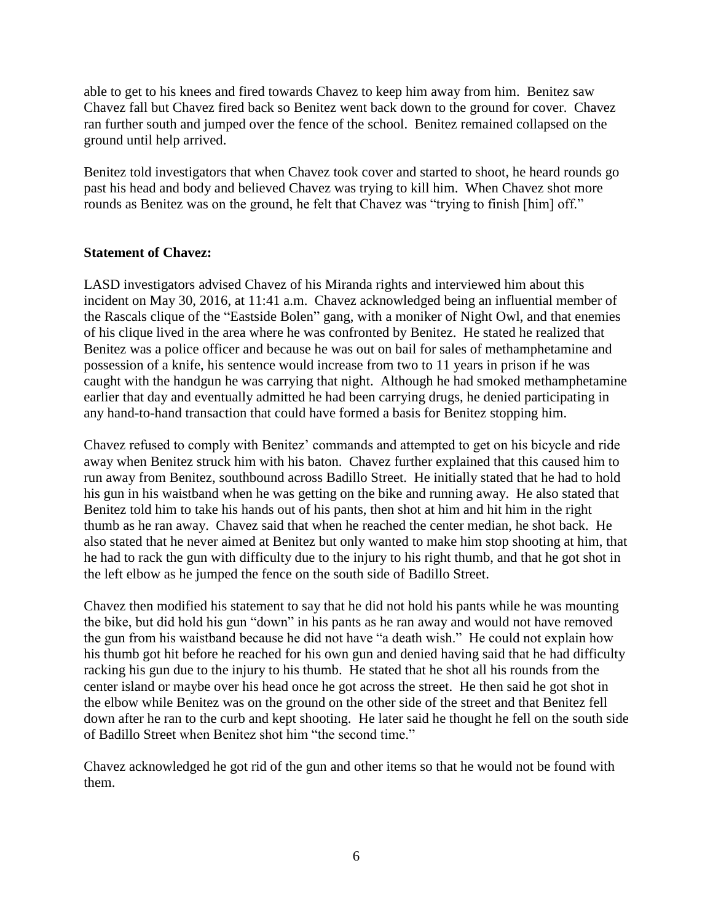able to get to his knees and fired towards Chavez to keep him away from him. Benitez saw Chavez fall but Chavez fired back so Benitez went back down to the ground for cover. Chavez ran further south and jumped over the fence of the school. Benitez remained collapsed on the ground until help arrived.

Benitez told investigators that when Chavez took cover and started to shoot, he heard rounds go past his head and body and believed Chavez was trying to kill him. When Chavez shot more rounds as Benitez was on the ground, he felt that Chavez was "trying to finish [him] off."

**Statement of Chavez:**

LASD investigators advised Chavez of his Miranda rights and interviewed him about this incident on May 30, 2016, at 11:41 a.m. Chavez acknowledged being an influential member of the Rascals clique of the "Eastside Bolen" gang, with a moniker of Night Owl, and that enemies of his clique lived in the area where he was confronted by Benitez. He stated he realized that Benitez was a police officer and because he was out on bail for sales of methamphetamine and possession of a knife, his sentence would increase from two to 11 years in prison if he was caught with the handgun he was carrying that night. Although he had smoked methamphetamine earlier that day and eventually admitted he had been carrying drugs, he denied participating in any hand-to-hand transaction that could have formed a basis for Benitez stopping him.

Chavez refused to comply with Benitez' commands and attempted to get on his bicycle and ride away when Benitez struck him with his baton. Chavez further explained that this caused him to run away from Benitez, southbound across Badillo Street. He initially stated that he had to hold his gun in his waistband when he was getting on the bike and running away. He also stated that Benitez told him to take his hands out of his pants, then shot at him and hit him in the right thumb as he ran away. Chavez said that when he reached the center median, he shot back. He also stated that he never aimed at Benitez but only wanted to make him stop shooting at him, that he had to rack the gun with difficulty due to the injury to his right thumb, and that he got shot in the left elbow as he jumped the fence on the south side of Badillo Street.

Chavez then modified his statement to say that he did not hold his pants while he was mounting the bike, but did hold his gun "down" in his pants as he ran away and would not have removed the gun from his waistband because he did not have "a death wish." He could not explain how his thumb got hit before he reached for his own gun and denied having said that he had difficulty racking his gun due to the injury to his thumb. He stated that he shot all his rounds from the center island or maybe over his head once he got across the street. He then said he got shot in the elbow while Benitez was on the ground on the other side of the street and that Benitez fell down after he ran to the curb and kept shooting. He later said he thought he fell on the south side of Badillo Street when Benitez shot him "the second time."

Chavez acknowledged he got rid of the gun and other items so that he would not be found with them.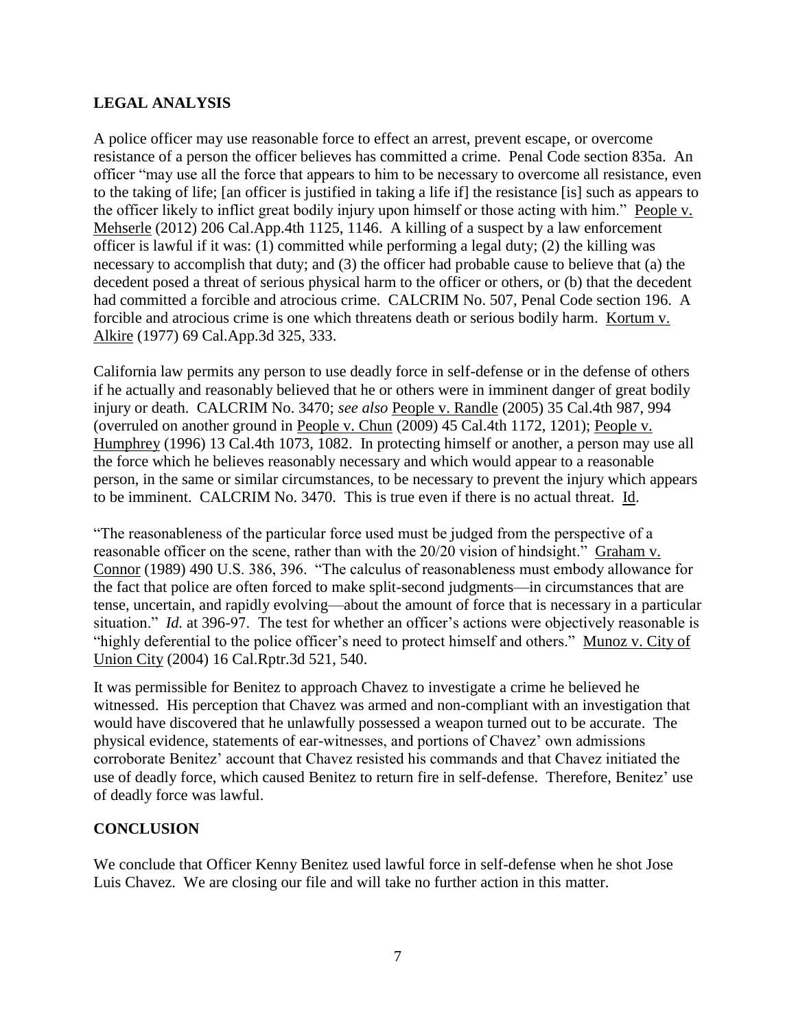## LEGAL ANALYSIS

A police officer may use reasonable force to effect an arrest, prevent escape, or overcome resistance of a person the officer believes has committed a crime. Penal Code section 835a. An officer "may use all the force that appears to him to be necessary to overcome all resistance, even to the taking of life; [an officer is justified in taking a life if] the resistance [is] such as appears to the officer likely to inflict great bodily injury upon himself or those acting with him." People v. Mehserle (2012) 206 Cal.App.4th 1125, 1146. A killing of a suspect by a law enforcement officer is lawful if it was: (1) committed while performing a legal duty; (2) the killing was necessary to accomplish that duty; and (3) the officer had probable cause to believe that (a) the decedent posed a threat of serious physical harm to the officer or others, or (b) that the decedent had committed a forcible and atrocious crime. CALCRIM No. 507, Penal Code section 196. A forcible and atrocious crime is one which threatens death or serious bodily harm. Kortum v. Alkire (1977) 69 Cal.App.3d 325, 333.

California law permits any person to use deadly force in self-defense or in the defense of others if he actually and reasonably believed that he or others were in imminent danger of great bodily injury or death. CALCRIM No. 3470; *see also* People v. Randle (2005) 35 Cal.4th 987, 994 (overruled on another ground in People v. Chun (2009) 45 Cal.4th 1172, 1201); People v. Humphrey (1996) 13 Cal.4th 1073, 1082. In protecting himself or another, a person may use all the force which he believes reasonably necessary and which would appear to a reasonable person, in the same or similar circumstances, to be necessary to prevent the injury which appears to be imminent. CALCRIM No. 3470. This is true even if there is no actual threat. Id.

"The reasonableness of the particular force used must be judged from the perspective of a reasonable officer on the scene, rather than with the 20/20 vision of hindsight." Graham v. Connor (1989) 490 U.S. 386, 396. "The calculus of reasonableness must embody allowance for the fact that police are often forced to make split-second judgments—in circumstances that are tense, uncertain, and rapidly evolving—about the amount of force that is necessary in a particular situation." *Id.* at 396-97. The test for whether an officer's actions were objectively reasonable is "highly deferential to the police officer's need to protect himself and others." Munoz v. City of Union City (2004) 16 Cal.Rptr.3d 521, 540.

It was permissible for Benitez to approach Chavez to investigate a crime he believed he witnessed. His perception that Chavez was armed and non-compliant with an investigation that would have discovered that he unlawfully possessed a weapon turned out to be accurate. The physical evidence, statements of ear-witnesses, and portions of Chavez' own admissions corroborate Benitez' account that Chavez resisted his commands and that Chavez initiated the use of deadly force, which caused Benitez to return fire in self-defense. Therefore, Benitez' use of deadly force was lawful.

## CONCLUSION

We conclude that Officer Kenny Benitez used lawful force in self-defense when he shot Jose Luis Chavez. We are closing our file and will take no further action in this matter.